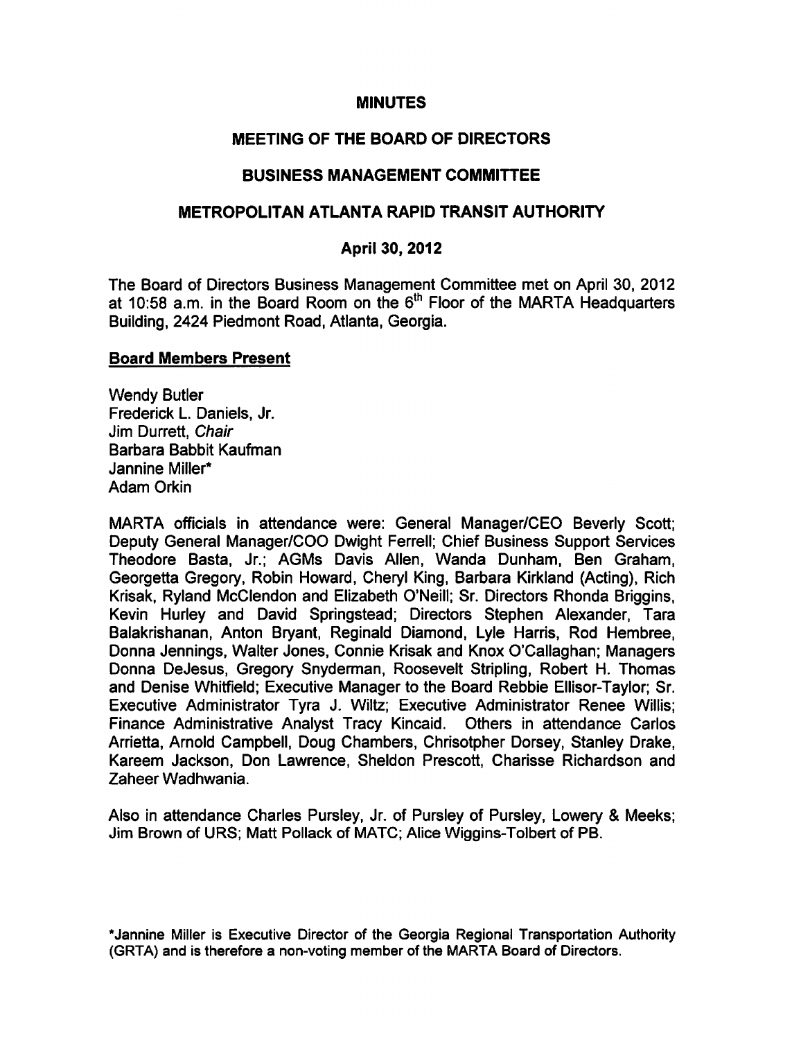# MINUTES

## MEETING OF THE BOARD OF DIRECTORS

## BUSINESS MANAGEMENT COMMITTEE

## METROPOLITAN ATLANTA RAPID TRANSIT AUTHORITY

### April 30, 2012

The Board of Directors Business Management Committee met on April 30, 2012 at 10:58 a.m. in the Board Room on the 6th Floor of the MARTA Headquarters Building, 2424 Piedmont Road, Atlanta, Georgia.

**Board Members Present**

Wendy Butler
Frederick L. Daniels, Jr.
Jim Durrett, *Chair*
Barbara Babbit Kaufman
Jannine Miller*
Adam Orkin

MARTA officials in attendance were: General Manager/CEO Beverly Scott; Deputy General Manager/COO Dwight Ferrell; Chief Business Support Services Theodore Basta, Jr.; AGMs Davis Allen, Wanda Dunham, Ben Graham, Georgetta Gregory, Robin Howard, Cheryl King, Barbara Kirkland (Acting), Rich Krisak, Ryland McClendon and Elizabeth O'Neill; Sr. Directors Rhonda Briggins, Kevin Hurley and David Springstead; Directors Stephen Alexander, Tara Balakrishanan, Anton Bryant, Reginald Diamond, Lyle Harris, Rod Hembree, Donna Jennings, Walter Jones, Connie Krisak and Knox O'Callaghan; Managers Donna DeJesus, Gregory Snyderman, Roosevelt Stripling, Robert H. Thomas and Denise Whitfield; Executive Manager to the Board Rebbie Ellisor-Taylor; Sr. Executive Administrator Tyra J. Wiltz; Executive Administrator Renee Willis; Finance Administrative Analyst Tracy Kincaid. Others in attendance Carlos Arrietta, Arnold Campbell, Doug Chambers, Chrisotpher Dorsey, Stanley Drake, Kareem Jackson, Don Lawrence, Sheldon Prescott, Charisse Richardson and Zaheer Wadhwania.

Also in attendance Charles Pursley, Jr. of Pursley of Pursley, Lowery & Meeks; Jim Brown of URS; Matt Pollack of MATC; Alice Wiggins-Tolbert of PB.

*Jannine Miller is Executive Director of the Georgia Regional Transportation Authority (GRTA) and is therefore a non-voting member of the MARTA Board of Directors.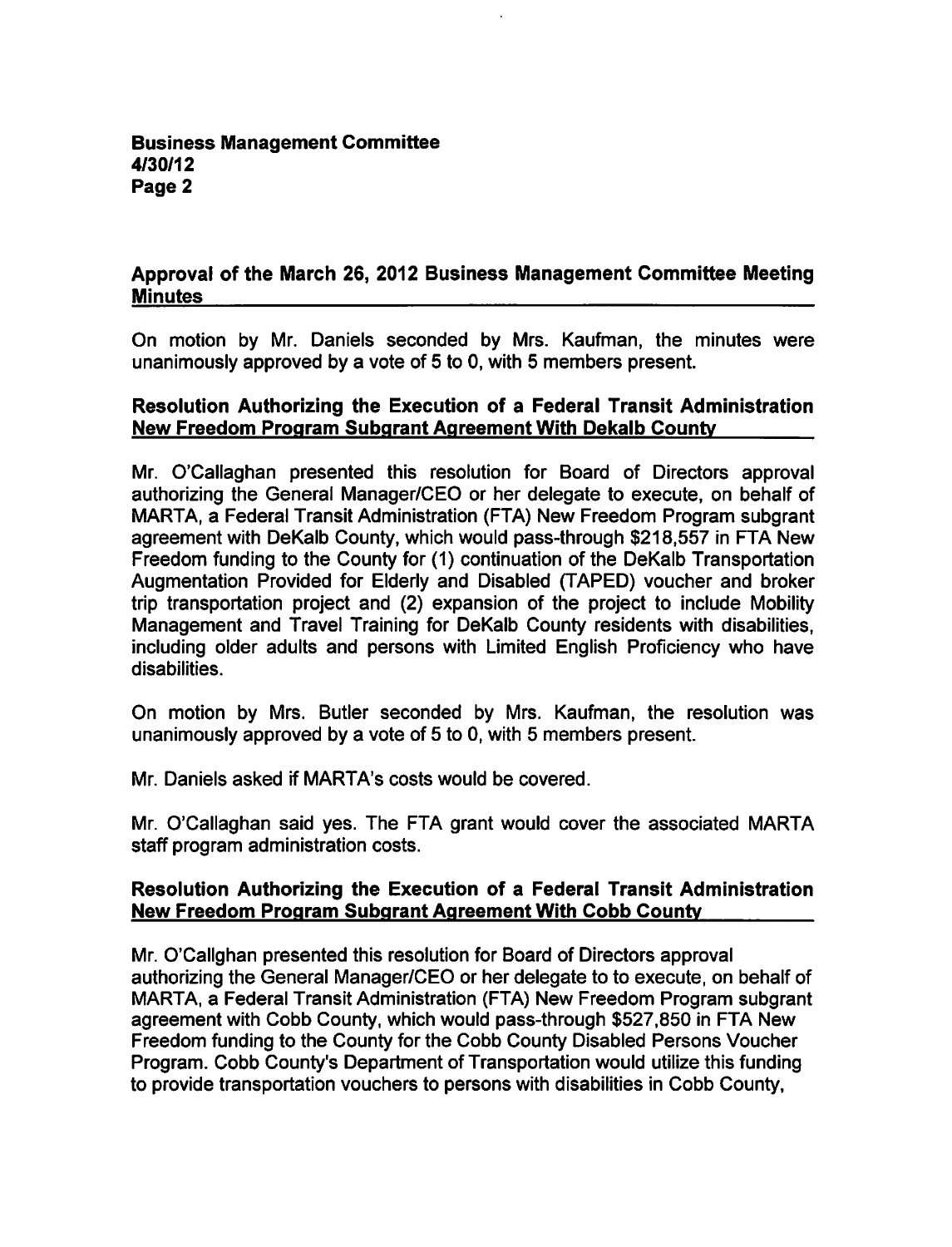## Approval of the March 26, 2012 Business Management Committee Meeting Minutes

On motion by Mr. Daniels seconded by Mrs. Kaufman, the minutes were unanimously approved by a vote of 5 to 0, with 5 members present.

## Resolution Authorizing the Execution of a Federal Transit Administration New Freedom Program Subgrant Agreement With Dekalb County

Mr. O'Callaghan presented this resolution for Board of Directors approval authorizing the General Manager/CEO or her delegate to execute, on behalf of MARTA, a Federal Transit Administration (FTA) New Freedom Program subgrant agreement with DeKalb County, which would pass-through $218,557 in FTA New Freedom funding to the County for (1) continuation of the DeKalb Transportation Augmentation Provided for Elderly and Disabled (TAPED) voucher and broker trip transportation project and (2) expansion of the project to include Mobility Management and Travel Training for DeKalb County residents with disabilities, including older adults and persons with Limited English Proficiency who have disabilities.

On motion by Mrs. Butler seconded by Mrs. Kaufman, the resolution was unanimously approved by a vote of 5 to 0, with 5 members present.

Mr. Daniels asked if MARTA's costs would be covered.

Mr. O'Callaghan said yes. The FTA grant would cover the associated MARTA staff program administration costs.

## Resolution Authorizing the Execution of a Federal Transit Administration New Freedom Program Subgrant Agreement With Cobb County

Mr. O'Callghan presented this resolution for Board of Directors approval authorizing the General Manager/CEO or her delegate to to execute, on behalf of MARTA, a Federal Transit Administration (FTA) New Freedom Program subgrant agreement with Cobb County, which would pass-through $527,850 in FTA New Freedom funding to the County for the Cobb County Disabled Persons Voucher Program. Cobb County's Department of Transportation would utilize this funding to provide transportation vouchers to persons with disabilities in Cobb County,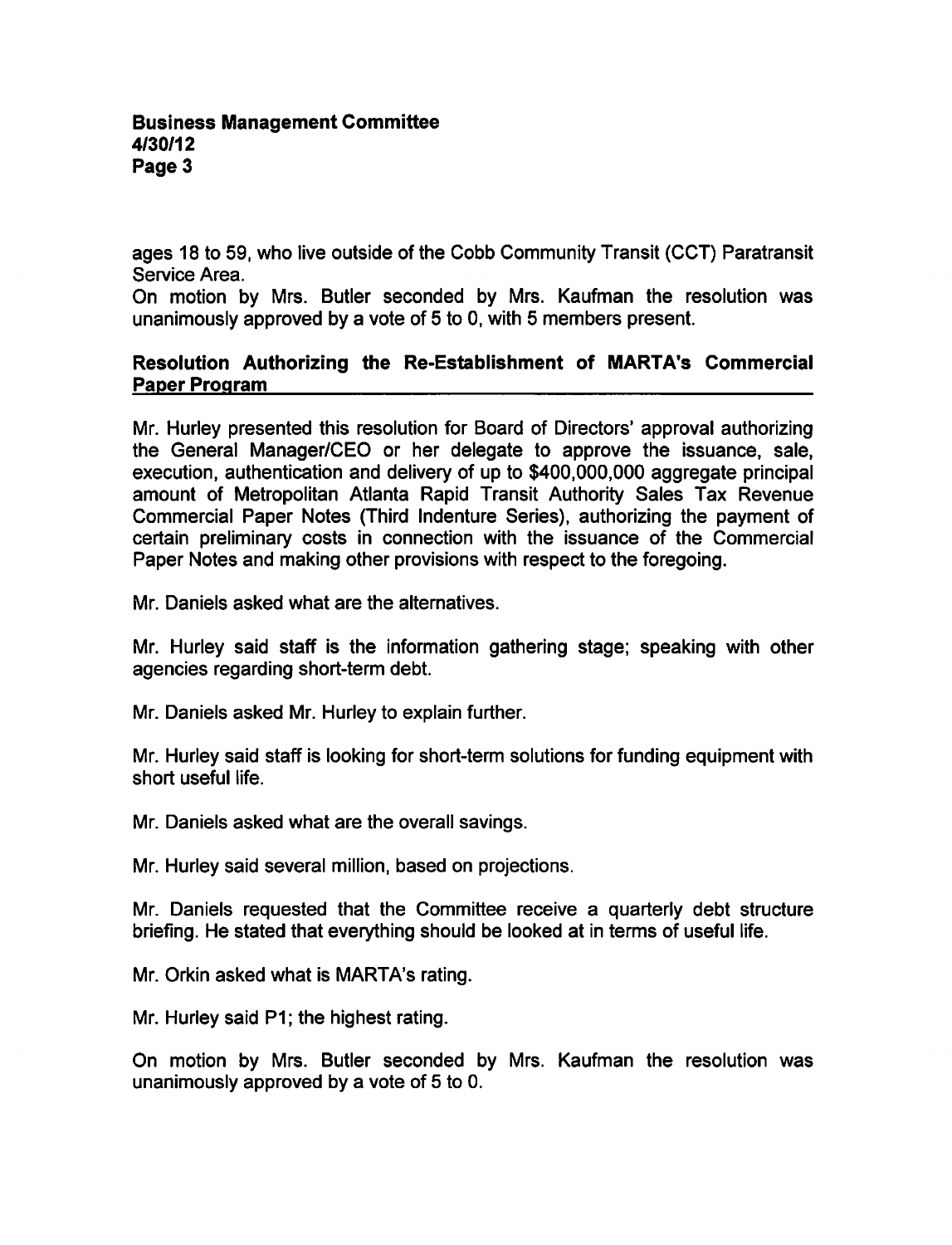ages 18 to 59, who live outside of the Cobb Community Transit (CCT) Paratransit Service Area.

On motion by Mrs. Butler seconded by Mrs. Kaufman the resolution was unanimously approved by a vote of 5 to 0, with 5 members present.

## Resolution Authorizing the Re-Establishment of MARTA's Commercial Paper Program

Mr. Hurley presented this resolution for Board of Directors' approval authorizing the General Manager/CEO or her delegate to approve the issuance, sale, execution, authentication and delivery of up to $400,000,000 aggregate principal amount of Metropolitan Atlanta Rapid Transit Authority Sales Tax Revenue Commercial Paper Notes (Third Indenture Series), authorizing the payment of certain preliminary costs in connection with the issuance of the Commercial Paper Notes and making other provisions with respect to the foregoing.

Mr. Daniels asked what are the alternatives.

Mr. Hurley said staff is the information gathering stage; speaking with other agencies regarding short-term debt.

Mr. Daniels asked Mr. Hurley to explain further.

Mr. Hurley said staff is looking for short-term solutions for funding equipment with short useful life.

Mr. Daniels asked what are the overall savings.

Mr. Hurley said several million, based on projections.

Mr. Daniels requested that the Committee receive a quarterly debt structure briefing. He stated that everything should be looked at in terms of useful life.

Mr. Orkin asked what is MARTA's rating.

Mr. Hurley said P1; the highest rating.

On motion by Mrs. Butler seconded by Mrs. Kaufman the resolution was unanimously approved by a vote of 5 to 0.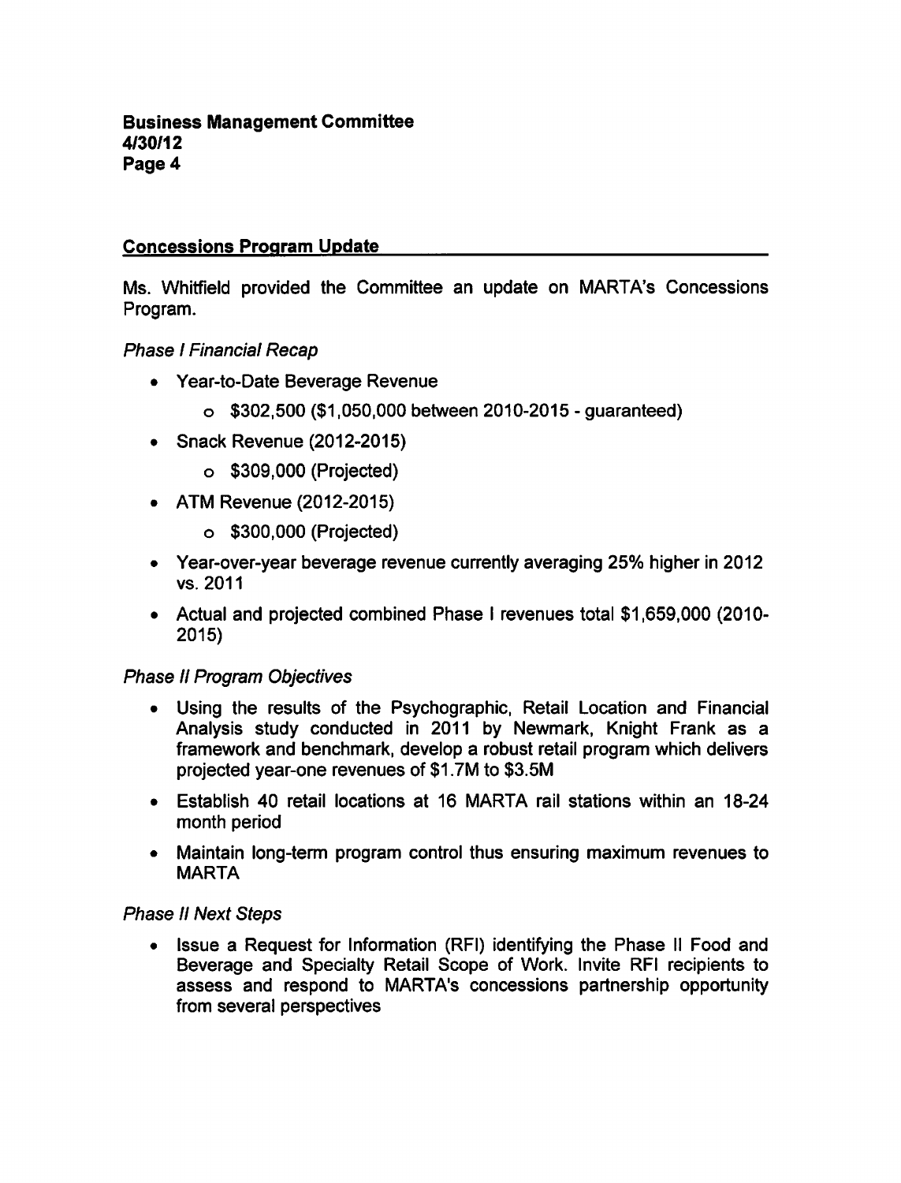## Concessions Program Update

Ms. Whitfield provided the Committee an update on MARTA's Concessions Program.

*Phase I Financial Recap*

- Year-to-Date Beverage Revenue
  - $302,500 ($1,050,000 between 2010-2015 - guaranteed)
- Snack Revenue (2012-2015)
  - $309,000 (Projected)
- ATM Revenue (2012-2015)
  - $300,000 (Projected)
- Year-over-year beverage revenue currently averaging 25% higher in 2012 vs. 2011
- Actual and projected combined Phase I revenues total $1,659,000 (2010-2015)

*Phase II Program Objectives*

- Using the results of the Psychographic, Retail Location and Financial Analysis study conducted in 2011 by Newmark, Knight Frank as a framework and benchmark, develop a robust retail program which delivers projected year-one revenues of $1.7M to $3.5M
- Establish 40 retail locations at 16 MARTA rail stations within an 18-24 month period
- Maintain long-term program control thus ensuring maximum revenues to MARTA

*Phase II Next Steps*

- Issue a Request for Information (RFI) identifying the Phase II Food and Beverage and Specialty Retail Scope of Work. Invite RFI recipients to assess and respond to MARTA's concessions partnership opportunity from several perspectives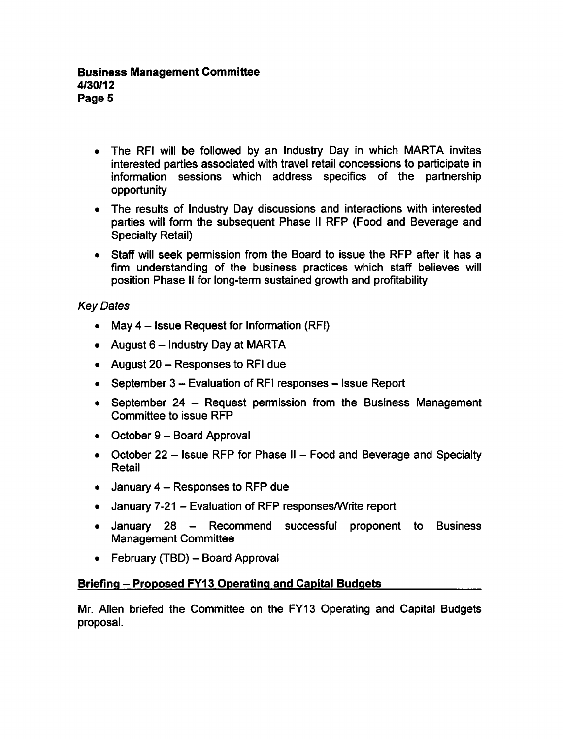- The RFI will be followed by an Industry Day in which MARTA invites interested parties associated with travel retail concessions to participate in information sessions which address specifics of the partnership opportunity
- The results of Industry Day discussions and interactions with interested parties will form the subsequent Phase II RFP (Food and Beverage and Specialty Retail)
- Staff will seek permission from the Board to issue the RFP after it has a firm understanding of the business practices which staff believes will position Phase II for long-term sustained growth and profitability

*Key Dates*

- May 4 – Issue Request for Information (RFI)
- August 6 – Industry Day at MARTA
- August 20 – Responses to RFI due
- September 3 – Evaluation of RFI responses – Issue Report
- September 24 – Request permission from the Business Management Committee to issue RFP
- October 9 – Board Approval
- October 22 – Issue RFP for Phase II – Food and Beverage and Specialty Retail
- January 4 – Responses to RFP due
- January 7-21 – Evaluation of RFP responses/Write report
- January 28 – Recommend successful proponent to Business Management Committee
- February (TBD) – Board Approval

**Briefing – Proposed FY13 Operating and Capital Budgets**

Mr. Allen briefed the Committee on the FY13 Operating and Capital Budgets proposal.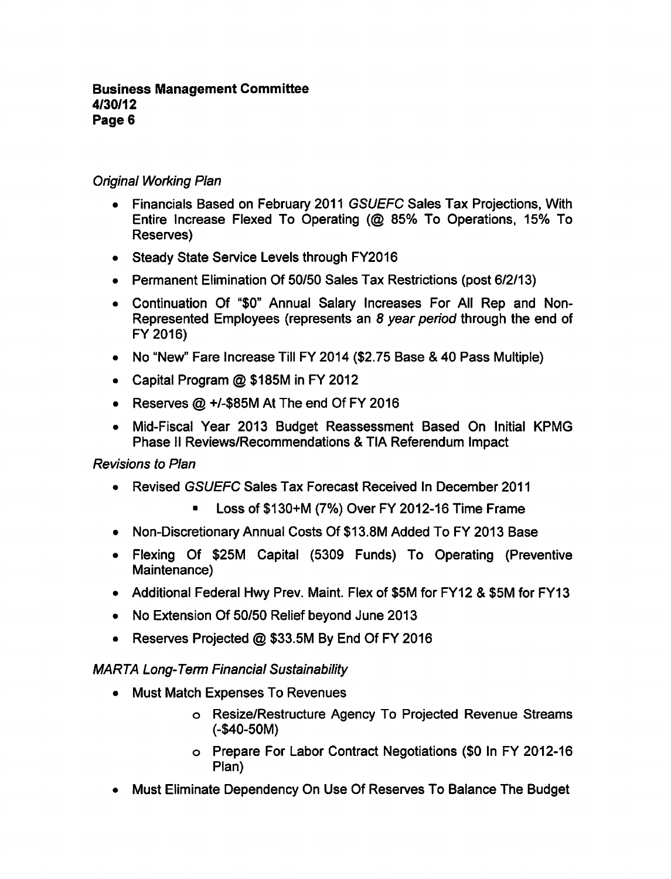*Original Working Plan*

- Financials Based on February 2011 *GSUEFC* Sales Tax Projections, With Entire Increase Flexed To Operating (@ 85% To Operations, 15% To Reserves)
- Steady State Service Levels through FY2016
- Permanent Elimination Of 50/50 Sales Tax Restrictions (post 6/2/13)
- Continuation Of "$0" Annual Salary Increases For All Rep and Non-Represented Employees (represents an *8 year period* through the end of FY 2016)
- No "New" Fare Increase Till FY 2014 ($2.75 Base & 40 Pass Multiple)
- Capital Program @ $185M in FY 2012
- Reserves @ +/-$85M At The end Of FY 2016
- Mid-Fiscal Year 2013 Budget Reassessment Based On Initial KPMG Phase II Reviews/Recommendations & TIA Referendum Impact

*Revisions to Plan*

- Revised *GSUEFC* Sales Tax Forecast Received In December 2011
  - Loss of $130+M (7%) Over FY 2012-16 Time Frame
- Non-Discretionary Annual Costs Of $13.8M Added To FY 2013 Base
- Flexing Of $25M Capital (5309 Funds) To Operating (Preventive Maintenance)
- Additional Federal Hwy Prev. Maint. Flex of $5M for FY12 & $5M for FY13
- No Extension Of 50/50 Relief beyond June 2013
- Reserves Projected @ $33.5M By End Of FY 2016

*MARTA Long-Term Financial Sustainability*

- Must Match Expenses To Revenues
  - Resize/Restructure Agency To Projected Revenue Streams (-$40-50M)
  - Prepare For Labor Contract Negotiations ($0 In FY 2012-16 Plan)
- Must Eliminate Dependency On Use Of Reserves To Balance The Budget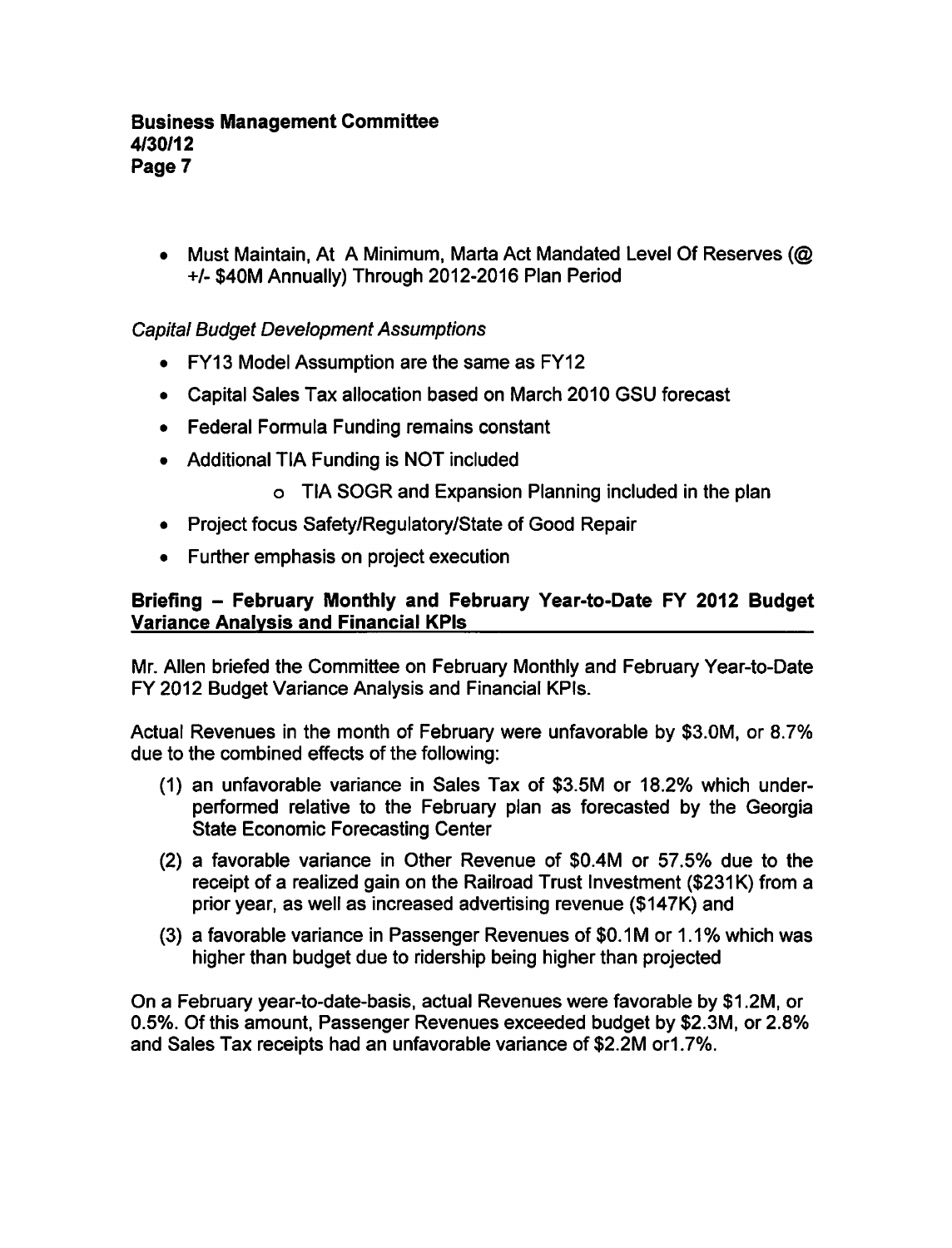- Must Maintain, At A Minimum, Marta Act Mandated Level Of Reserves (@ +/- $40M Annually) Through 2012-2016 Plan Period

*Capital Budget Development Assumptions*

- FY13 Model Assumption are the same as FY12
- Capital Sales Tax allocation based on March 2010 GSU forecast
- Federal Formula Funding remains constant
- Additional TIA Funding is NOT included
    - TIA SOGR and Expansion Planning included in the plan
- Project focus Safety/Regulatory/State of Good Repair
- Further emphasis on project execution

**Briefing – February Monthly and February Year-to-Date FY 2012 Budget Variance Analysis and Financial KPIs**

Mr. Allen briefed the Committee on February Monthly and February Year-to-Date FY 2012 Budget Variance Analysis and Financial KPIs.

Actual Revenues in the month of February were unfavorable by $3.0M, or 8.7% due to the combined effects of the following:

(1) an unfavorable variance in Sales Tax of $3.5M or 18.2% which under-performed relative to the February plan as forecasted by the Georgia State Economic Forecasting Center

(2) a favorable variance in Other Revenue of $0.4M or 57.5% due to the receipt of a realized gain on the Railroad Trust Investment ($231K) from a prior year, as well as increased advertising revenue ($147K) and

(3) a favorable variance in Passenger Revenues of $0.1M or 1.1% which was higher than budget due to ridership being higher than projected

On a February year-to-date-basis, actual Revenues were favorable by $1.2M, or 0.5%. Of this amount, Passenger Revenues exceeded budget by $2.3M, or 2.8% and Sales Tax receipts had an unfavorable variance of $2.2M or1.7%.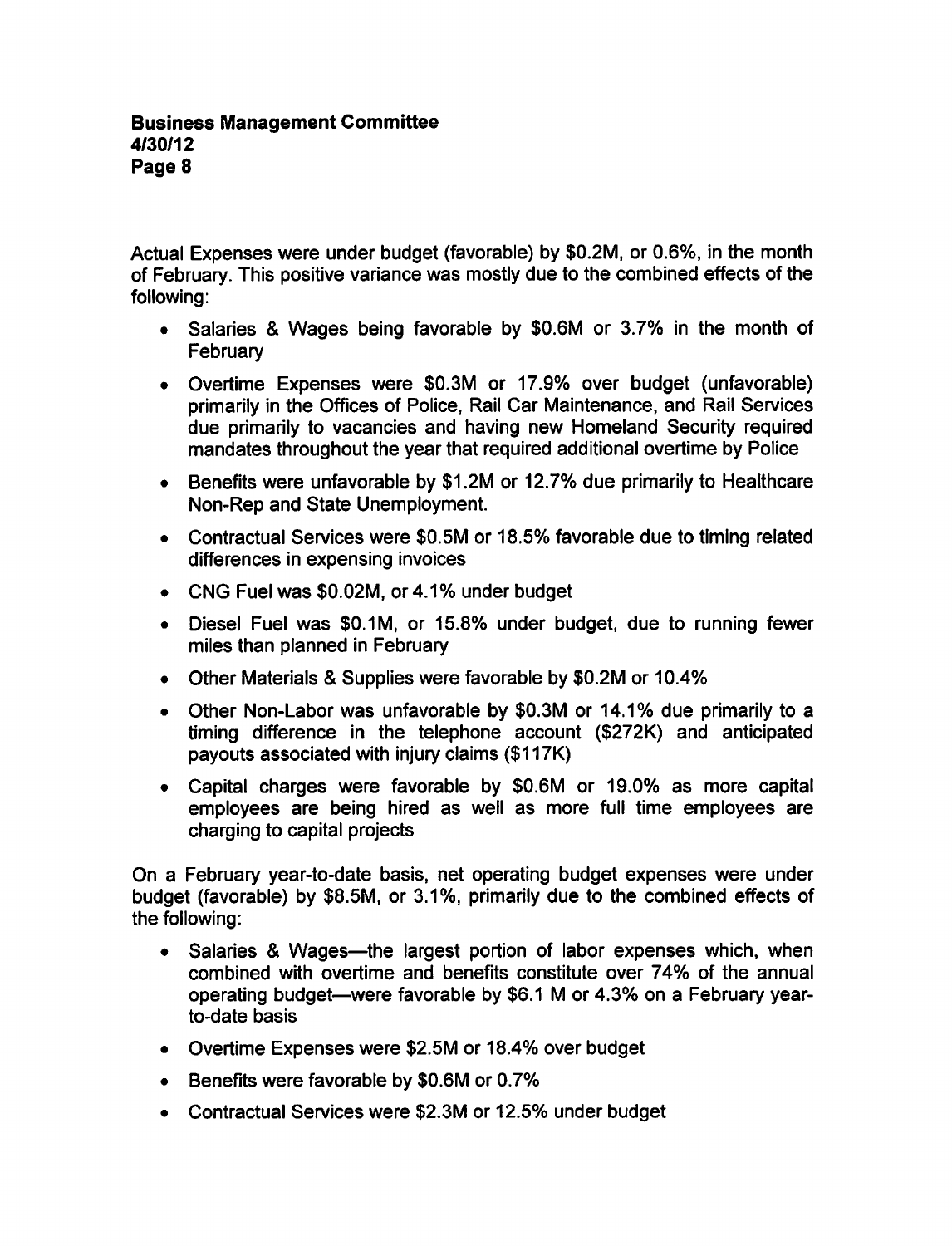Actual Expenses were under budget (favorable) by $0.2M, or 0.6%, in the month of February. This positive variance was mostly due to the combined effects of the following:

- Salaries & Wages being favorable by $0.6M or 3.7% in the month of February
- Overtime Expenses were $0.3M or 17.9% over budget (unfavorable) primarily in the Offices of Police, Rail Car Maintenance, and Rail Services due primarily to vacancies and having new Homeland Security required mandates throughout the year that required additional overtime by Police
- Benefits were unfavorable by $1.2M or 12.7% due primarily to Healthcare Non-Rep and State Unemployment.
- Contractual Services were $0.5M or 18.5% favorable due to timing related differences in expensing invoices
- CNG Fuel was $0.02M, or 4.1% under budget
- Diesel Fuel was $0.1M, or 15.8% under budget, due to running fewer miles than planned in February
- Other Materials & Supplies were favorable by $0.2M or 10.4%
- Other Non-Labor was unfavorable by $0.3M or 14.1% due primarily to a timing difference in the telephone account ($272K) and anticipated payouts associated with injury claims ($117K)
- Capital charges were favorable by $0.6M or 19.0% as more capital employees are being hired as well as more full time employees are charging to capital projects

On a February year-to-date basis, net operating budget expenses were under budget (favorable) by $8.5M, or 3.1%, primarily due to the combined effects of the following:

- Salaries & Wages—the largest portion of labor expenses which, when combined with overtime and benefits constitute over 74% of the annual operating budget—were favorable by $6.1 M or 4.3% on a February year-to-date basis
- Overtime Expenses were $2.5M or 18.4% over budget
- Benefits were favorable by $0.6M or 0.7%
- Contractual Services were $2.3M or 12.5% under budget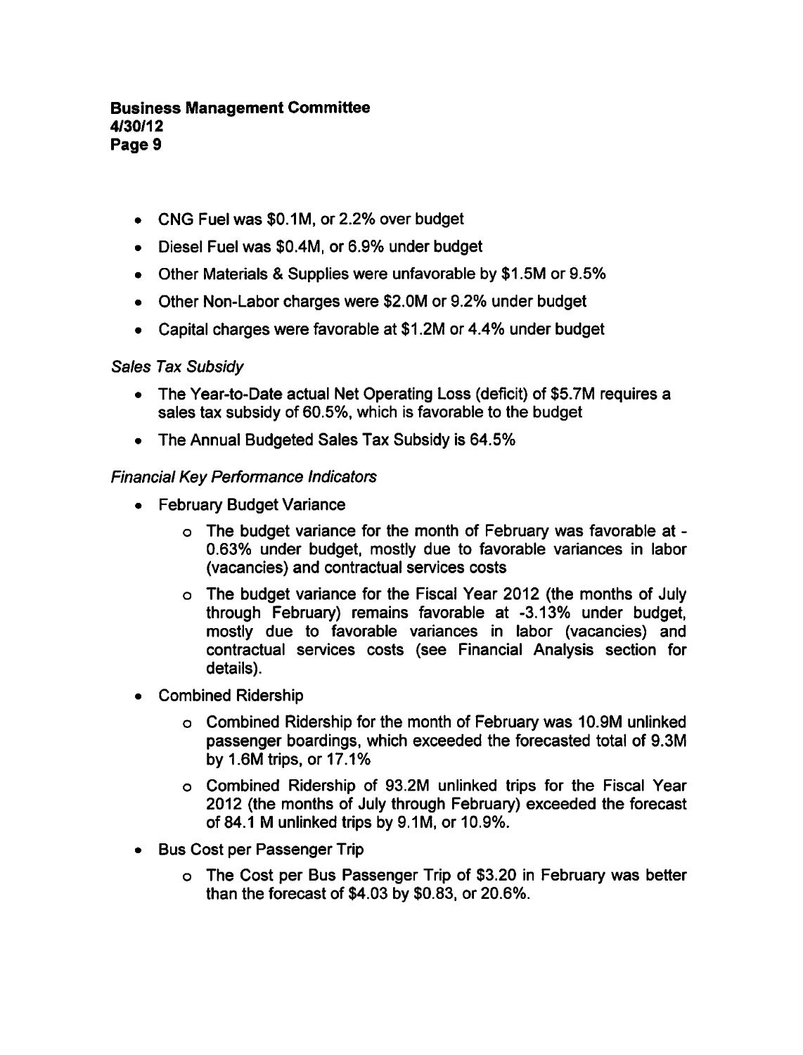- CNG Fuel was \$0.1M, or 2.2% over budget
- Diesel Fuel was \$0.4M, or 6.9% under budget
- Other Materials & Supplies were unfavorable by \$1.5M or 9.5%
- Other Non-Labor charges were \$2.0M or 9.2% under budget
- Capital charges were favorable at \$1.2M or 4.4% under budget

*Sales Tax Subsidy*

- The Year-to-Date actual Net Operating Loss (deficit) of \$5.7M requires a sales tax subsidy of 60.5%, which is favorable to the budget
- The Annual Budgeted Sales Tax Subsidy is 64.5%

*Financial Key Performance Indicators*

- February Budget Variance
    - The budget variance for the month of February was favorable at -0.63% under budget, mostly due to favorable variances in labor (vacancies) and contractual services costs
    - The budget variance for the Fiscal Year 2012 (the months of July through February) remains favorable at -3.13% under budget, mostly due to favorable variances in labor (vacancies) and contractual services costs (see Financial Analysis section for details).
- Combined Ridership
    - Combined Ridership for the month of February was 10.9M unlinked passenger boardings, which exceeded the forecasted total of 9.3M by 1.6M trips, or 17.1%
    - Combined Ridership of 93.2M unlinked trips for the Fiscal Year 2012 (the months of July through February) exceeded the forecast of 84.1 M unlinked trips by 9.1M, or 10.9%.
- Bus Cost per Passenger Trip
    - The Cost per Bus Passenger Trip of \$3.20 in February was better than the forecast of \$4.03 by \$0.83, or 20.6%.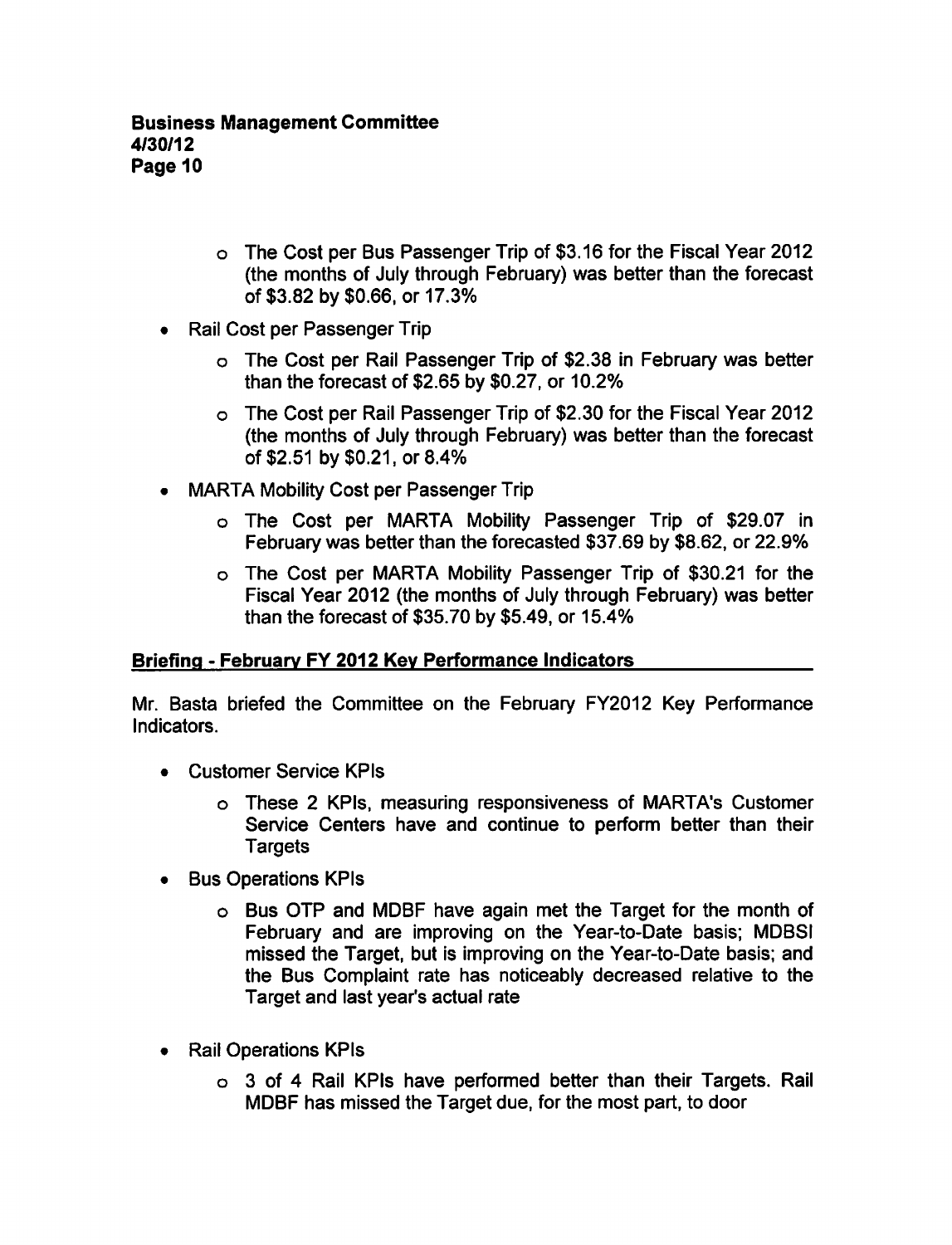- The Cost per Bus Passenger Trip of $3.16 for the Fiscal Year 2012 (the months of July through February) was better than the forecast of $3.82 by $0.66, or 17.3%

- Rail Cost per Passenger Trip
  - The Cost per Rail Passenger Trip of $2.38 in February was better than the forecast of $2.65 by $0.27, or 10.2%
  - The Cost per Rail Passenger Trip of $2.30 for the Fiscal Year 2012 (the months of July through February) was better than the forecast of $2.51 by $0.21, or 8.4%

- MARTA Mobility Cost per Passenger Trip
  - The Cost per MARTA Mobility Passenger Trip of $29.07 in February was better than the forecasted $37.69 by $8.62, or 22.9%
  - The Cost per MARTA Mobility Passenger Trip of $30.21 for the Fiscal Year 2012 (the months of July through February) was better than the forecast of $35.70 by $5.49, or 15.4%

**Briefing - February FY 2012 Key Performance Indicators**

Mr. Basta briefed the Committee on the February FY2012 Key Performance Indicators.

- Customer Service KPIs
  - These 2 KPIs, measuring responsiveness of MARTA's Customer Service Centers have and continue to perform better than their Targets

- Bus Operations KPIs
  - Bus OTP and MDBF have again met the Target for the month of February and are improving on the Year-to-Date basis; MDBSI missed the Target, but is improving on the Year-to-Date basis; and the Bus Complaint rate has noticeably decreased relative to the Target and last year's actual rate

- Rail Operations KPIs
  - 3 of 4 Rail KPIs have performed better than their Targets. Rail MDBF has missed the Target due, for the most part, to door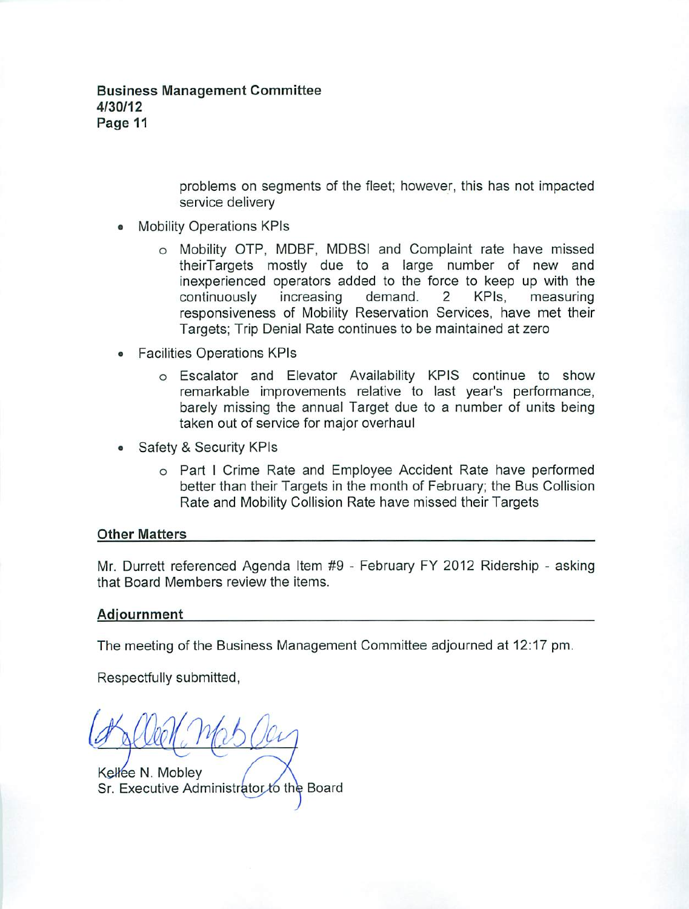problems on segments of the fleet; however, this has not impacted service delivery

- Mobility Operations KPIs
  - Mobility OTP, MDBF, MDBSI and Complaint rate have missed theirTargets mostly due to a large number of new and inexperienced operators added to the force to keep up with the continuously increasing demand. 2 KPIs, measuring responsiveness of Mobility Reservation Services, have met their Targets; Trip Denial Rate continues to be maintained at zero
- Facilities Operations KPIs
  - Escalator and Elevator Availability KPIS continue to show remarkable improvements relative to last year's performance, barely missing the annual Target due to a number of units being taken out of service for major overhaul
- Safety & Security KPIs
  - Part I Crime Rate and Employee Accident Rate have performed better than their Targets in the month of February; the Bus Collision Rate and Mobility Collision Rate have missed their Targets

## Other Matters

Mr. Durrett referenced Agenda Item #9 - February FY 2012 Ridership - asking that Board Members review the items.

## Adjournment

The meeting of the Business Management Committee adjourned at 12:17 pm.

Respectfully submitted,

Kellee N. Mobley
Sr. Executive Administrator to the Board